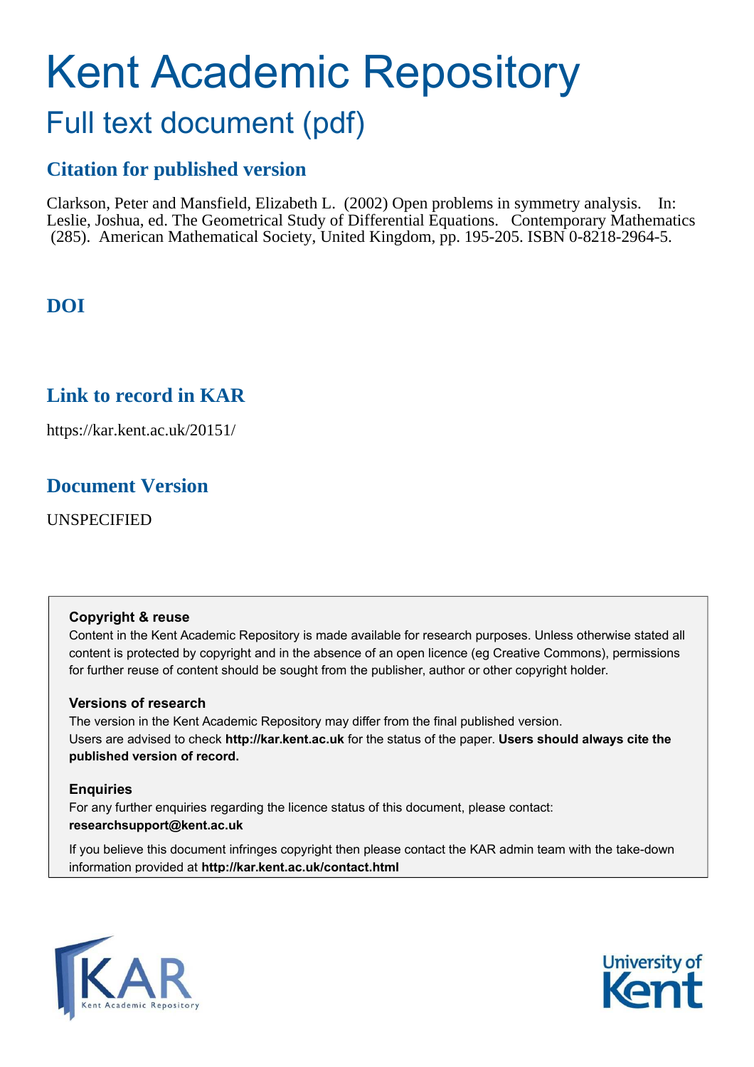# Kent Academic Repository

## Full text document (pdf)

## Citation for published version

Clarkson, Peter and Mansfield, Elizabeth L. (2002) Open problems in symmetry analysis. In: Leslie, Joshua, ed. The Geometrical Study of Differential Equations. Contemporary Mathematics (285). American Mathematical Society, United Kingdom, pp. 195-205. ISBN 0-8218-2964-5.

## DOI

## Link to record in KAR

https://kar.kent.ac.uk/20151/

## Document Version

UNSPECIFIED

### Copyright & reuse

Content in the Kent Academic Repository is made available for research purposes. Unless otherwise stated all content is protected by copyright and in the absence of an open licence (eg Creative Commons), permissions for further reuse of content should be sought from the publisher, author or other copyright holder.

### Versions of research

The version in the Kent Academic Repository may differ from the final published version. Users are advised to check **http://kar.kent.ac.uk** for the status of the paper. **Users should always cite the published version of record.**

### Enquiries

For any further enquiries regarding the licence status of this document, please contact: **researchsupport@kent.ac.uk**

If you believe this document infringes copyright then please contact the KAR admin team with the take-down information provided at **http://kar.kent.ac.uk/contact.html**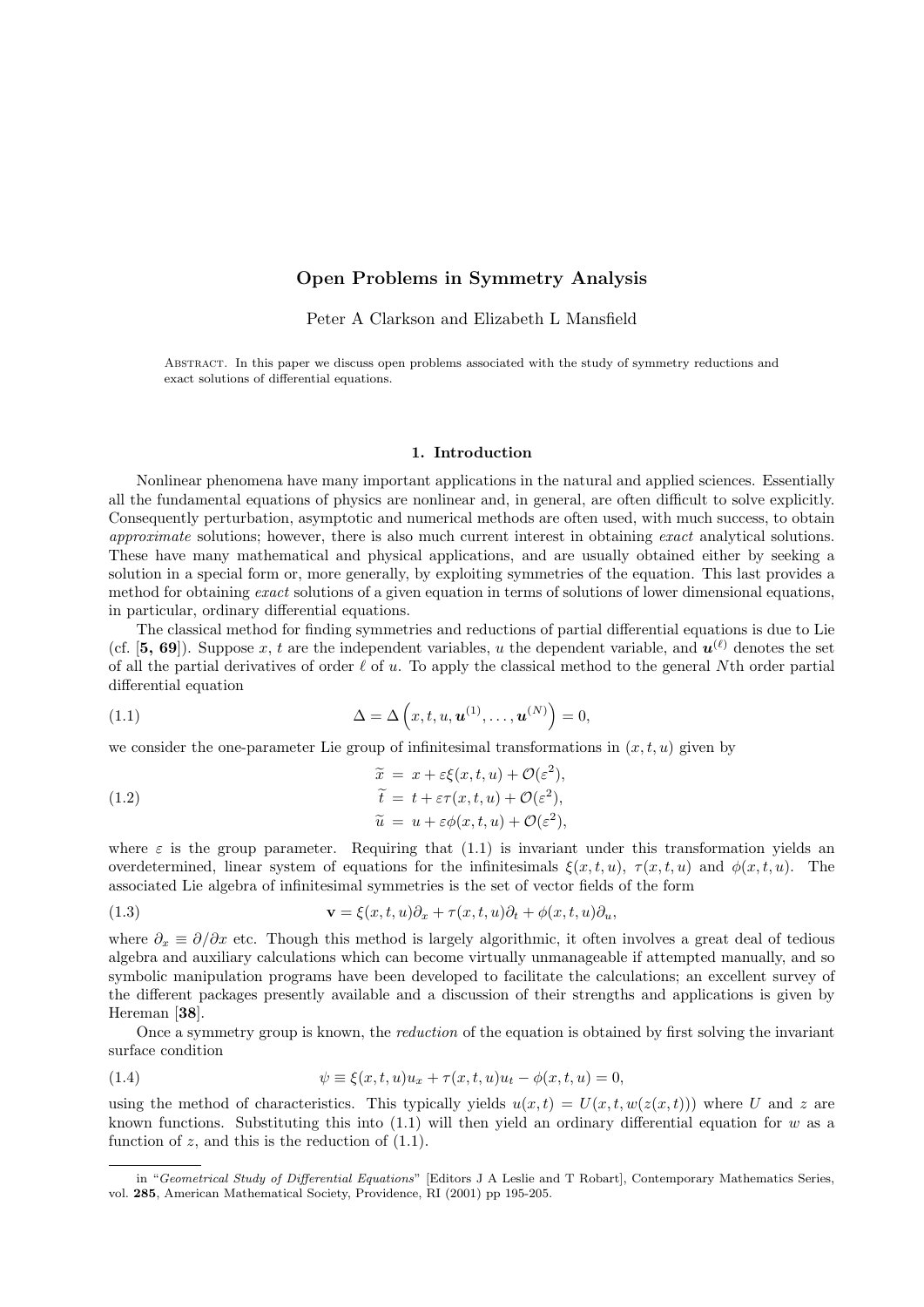# Open Problems in Symmetry Analysis

Peter A Clarkson and Elizabeth L Mansfield

Abstract. In this paper we discuss open problems associated with the study of symmetry reductions and exact solutions of differential equations.

## 1. Introduction

Nonlinear phenomena have many important applications in the natural and applied sciences. Essentially all the fundamental equations of physics are nonlinear and, in general, are often difficult to solve explicitly. Consequently perturbation, asymptotic and numerical methods are often used, with much success, to obtain *approximate* solutions; however, there is also much current interest in obtaining *exact* analytical solutions. These have many mathematical and physical applications, and are usually obtained either by seeking a solution in a special form or, more generally, by exploiting symmetries of the equation. This last provides a method for obtaining *exact* solutions of a given equation in terms of solutions of lower dimensional equations, in particular, ordinary differential equations.

The classical method for finding symmetries and reductions of partial differential equations is due to Lie (cf. [**5, 69**]). Suppose $x$, $t$ are the independent variables, $u$ the dependent variable, and $\boldsymbol{u}^{(\ell)}$ denotes the set of all the partial derivatives of order $\ell$ of $u$. To apply the classical method to the general $N$th order partial differential equation

$$\Delta = \Delta\left(x, t, u, \boldsymbol{u}^{(1)}, \ldots, \boldsymbol{u}^{(N)}\right) = 0, \tag{1.1}$$

we consider the one-parameter Lie group of infinitesimal transformations in $(x, t, u)$ given by

$$\begin{aligned} \widetilde{x} &= x + \varepsilon\xi(x,t,u) + \mathcal{O}(\varepsilon^2), \\ \widetilde{t} &= t + \varepsilon\tau(x,t,u) + \mathcal{O}(\varepsilon^2), \\ \widetilde{u} &= u + \varepsilon\phi(x,t,u) + \mathcal{O}(\varepsilon^2), \end{aligned} \tag{1.2}$$

where $\varepsilon$ is the group parameter. Requiring that (1.1) is invariant under this transformation yields an overdetermined, linear system of equations for the infinitesimals $\xi(x,t,u)$, $\tau(x,t,u)$ and $\phi(x,t,u)$. The associated Lie algebra of infinitesimal symmetries is the set of vector fields of the form

$$\mathbf{v} = \xi(x,t,u)\partial_x + \tau(x,t,u)\partial_t + \phi(x,t,u)\partial_u, \tag{1.3}$$

where $\partial_x \equiv \partial/\partial x$ etc. Though this method is largely algorithmic, it often involves a great deal of tedious algebra and auxiliary calculations which can become virtually unmanageable if attempted manually, and so symbolic manipulation programs have been developed to facilitate the calculations; an excellent survey of the different packages presently available and a discussion of their strengths and applications is given by Hereman [**38**].

Once a symmetry group is known, the *reduction* of the equation is obtained by first solving the invariant surface condition

$$\psi \equiv \xi(x,t,u)u_x + \tau(x,t,u)u_t - \phi(x,t,u) = 0, \tag{1.4}$$

using the method of characteristics. This typically yields $u(x,t) = U(x,t,w(z(x,t)))$ where $U$ and $z$ are known functions. Substituting this into (1.1) will then yield an ordinary differential equation for $w$ as a function of $z$, and this is the reduction of (1.1).

---

in "*Geometrical Study of Differential Equations*" [Editors J A Leslie and T Robart], Contemporary Mathematics Series, vol. **285**, American Mathematical Society, Providence, RI (2001) pp 195-205.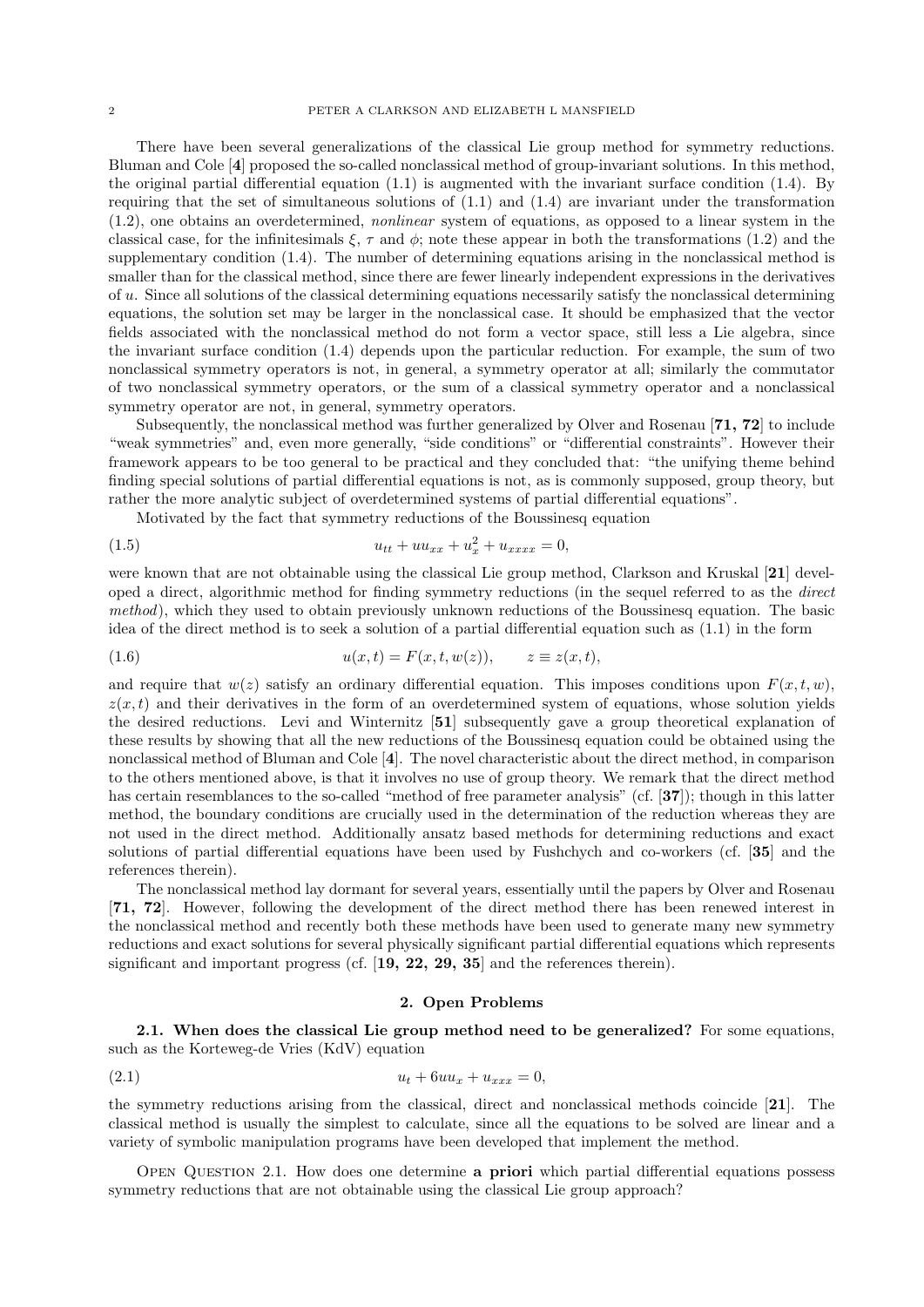There have been several generalizations of the classical Lie group method for symmetry reductions. Bluman and Cole [**4**] proposed the so-called nonclassical method of group-invariant solutions. In this method, the original partial differential equation (1.1) is augmented with the invariant surface condition (1.4). By requiring that the set of simultaneous solutions of (1.1) and (1.4) are invariant under the transformation (1.2), one obtains an overdetermined, *nonlinear* system of equations, as opposed to a linear system in the classical case, for the infinitesimals $\xi$, $\tau$ and $\phi$; note these appear in both the transformations (1.2) and the supplementary condition (1.4). The number of determining equations arising in the nonclassical method is smaller than for the classical method, since there are fewer linearly independent expressions in the derivatives of $u$. Since all solutions of the classical determining equations necessarily satisfy the nonclassical determining equations, the solution set may be larger in the nonclassical case. It should be emphasized that the vector fields associated with the nonclassical method do not form a vector space, still less a Lie algebra, since the invariant surface condition (1.4) depends upon the particular reduction. For example, the sum of two nonclassical symmetry operators is not, in general, a symmetry operator at all; similarly the commutator of two nonclassical symmetry operators, or the sum of a classical symmetry operator and a nonclassical symmetry operator are not, in general, symmetry operators.

Subsequently, the nonclassical method was further generalized by Olver and Rosenau [**71, 72**] to include "weak symmetries" and, even more generally, "side conditions" or "differential constraints". However their framework appears to be too general to be practical and they concluded that: "the unifying theme behind finding special solutions of partial differential equations is not, as is commonly supposed, group theory, but rather the more analytic subject of overdetermined systems of partial differential equations".

Motivated by the fact that symmetry reductions of the Boussinesq equation

$$u_{tt} + uu_{xx} + u_x^2 + u_{xxxx} = 0, \tag{1.5}$$

were known that are not obtainable using the classical Lie group method, Clarkson and Kruskal [**21**] developed a direct, algorithmic method for finding symmetry reductions (in the sequel referred to as the *direct method*), which they used to obtain previously unknown reductions of the Boussinesq equation. The basic idea of the direct method is to seek a solution of a partial differential equation such as (1.1) in the form

$$u(x,t) = F(x,t,w(z)), \qquad z \equiv z(x,t), \tag{1.6}$$

and require that $w(z)$ satisfy an ordinary differential equation. This imposes conditions upon $F(x,t,w)$, $z(x,t)$ and their derivatives in the form of an overdetermined system of equations, whose solution yields the desired reductions. Levi and Winternitz [**51**] subsequently gave a group theoretical explanation of these results by showing that all the new reductions of the Boussinesq equation could be obtained using the nonclassical method of Bluman and Cole [**4**]. The novel characteristic about the direct method, in comparison to the others mentioned above, is that it involves no use of group theory. We remark that the direct method has certain resemblances to the so-called "method of free parameter analysis" (cf. [**37**]); though in this latter method, the boundary conditions are crucially used in the determination of the reduction whereas they are not used in the direct method. Additionally ansatz based methods for determining reductions and exact solutions of partial differential equations have been used by Fushchych and co-workers (cf. [**35**] and the references therein).

The nonclassical method lay dormant for several years, essentially until the papers by Olver and Rosenau [**71, 72**]. However, following the development of the direct method there has been renewed interest in the nonclassical method and recently both these methods have been used to generate many new symmetry reductions and exact solutions for several physically significant partial differential equations which represents significant and important progress (cf. [**19, 22, 29, 35**] and the references therein).

## 2. Open Problems

**2.1. When does the classical Lie group method need to be generalized?** For some equations, such as the Korteweg-de Vries (KdV) equation

$$u_t + 6uu_x + u_{xxx} = 0, \tag{2.1}$$

the symmetry reductions arising from the classical, direct and nonclassical methods coincide [**21**]. The classical method is usually the simplest to calculate, since all the equations to be solved are linear and a variety of symbolic manipulation programs have been developed that implement the method.

Open Question 2.1. How does one determine **a priori** which partial differential equations possess symmetry reductions that are not obtainable using the classical Lie group approach?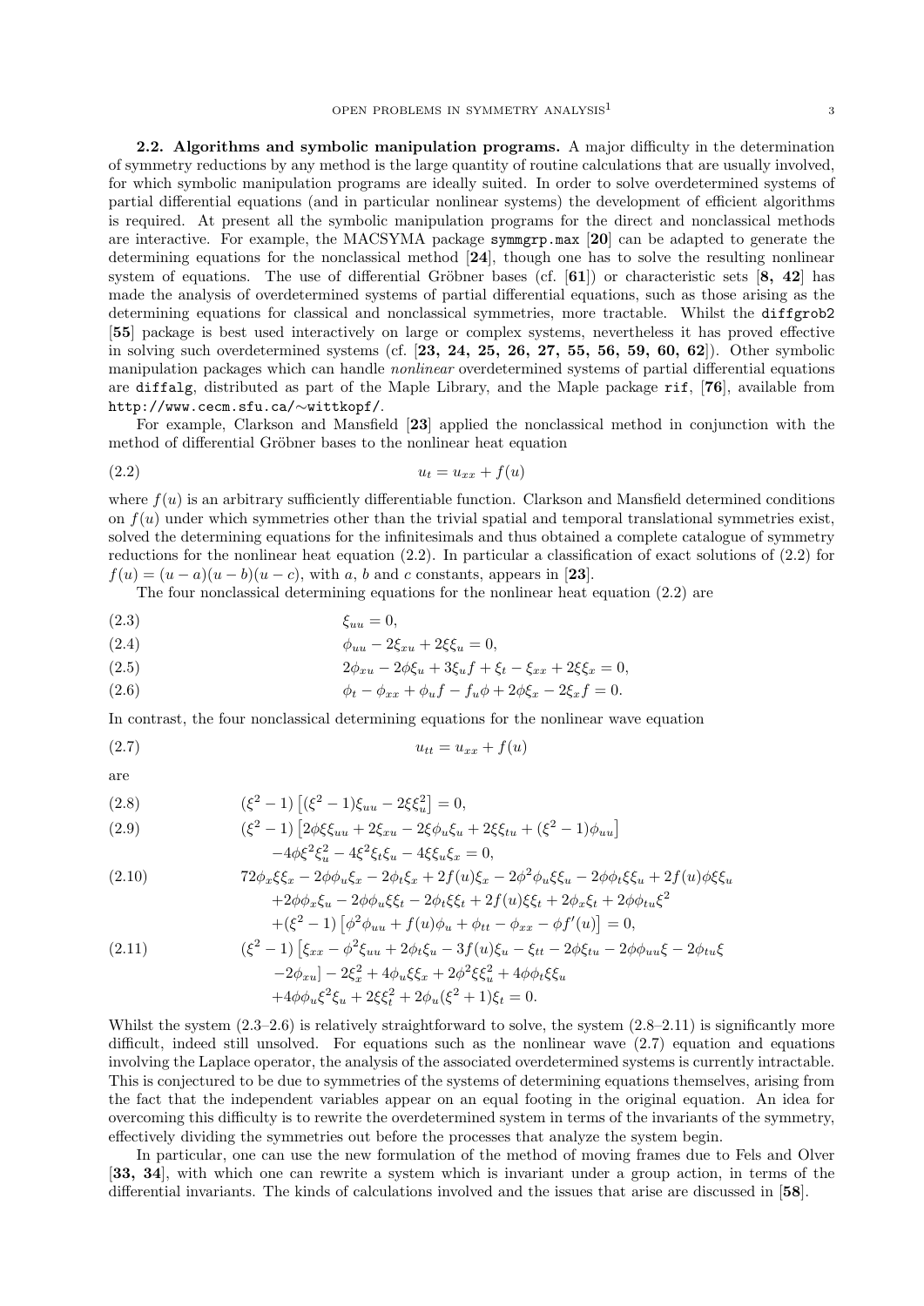**2.2. Algorithms and symbolic manipulation programs.** A major difficulty in the determination of symmetry reductions by any method is the large quantity of routine calculations that are usually involved, for which symbolic manipulation programs are ideally suited. In order to solve overdetermined systems of partial differential equations (and in particular nonlinear systems) the development of efficient algorithms is required. At present all the symbolic manipulation programs for the direct and nonclassical methods are interactive. For example, the MACSYMA package `symmgrp.max` [**20**] can be adapted to generate the determining equations for the nonclassical method [**24**], though one has to solve the resulting nonlinear system of equations. The use of differential Gröbner bases (cf. [**61**]) or characteristic sets [**8, 42**] has made the analysis of overdetermined systems of partial differential equations, such as those arising as the determining equations for classical and nonclassical symmetries, more tractable. Whilst the `diffgrob2` [**55**] package is best used interactively on large or complex systems, nevertheless it has proved effective in solving such overdetermined systems (cf. [**23, 24, 25, 26, 27, 55, 56, 59, 60, 62**]). Other symbolic manipulation packages which can handle *nonlinear* overdetermined systems of partial differential equations are `diffalg`, distributed as part of the Maple Library, and the Maple package `rif`, [**76**], available from `http://www.cecm.sfu.ca/∼wittkopf/`.

For example, Clarkson and Mansfield [**23**] applied the nonclassical method in conjunction with the method of differential Gröbner bases to the nonlinear heat equation

$$u_t = u_{xx} + f(u) \tag{2.2}$$

where $f(u)$ is an arbitrary sufficiently differentiable function. Clarkson and Mansfield determined conditions on $f(u)$ under which symmetries other than the trivial spatial and temporal translational symmetries exist, solved the determining equations for the infinitesimals and thus obtained a complete catalogue of symmetry reductions for the nonlinear heat equation (2.2). In particular a classification of exact solutions of (2.2) for $f(u) = (u-a)(u-b)(u-c)$, with $a$, $b$ and $c$ constants, appears in [**23**].

The four nonclassical determining equations for the nonlinear heat equation (2.2) are

$$\xi_{uu} = 0, \tag{2.3}$$

$$\phi_{uu} - 2\xi_{xu} + 2\xi\xi_u = 0, \tag{2.4}$$

$$2\phi_{xu} - 2\phi\xi_u + 3\xi_u f + \xi_t - \xi_{xx} + 2\xi\xi_x = 0, \tag{2.5}$$

$$\phi_t - \phi_{xx} + \phi_u f - f_u\phi + 2\phi\xi_x - 2\xi_x f = 0. \tag{2.6}$$

In contrast, the four nonclassical determining equations for the nonlinear wave equation

$$u_{tt} = u_{xx} + f(u) \tag{2.7}$$

are

$$(\xi^2-1)\left[(\xi^2-1)\xi_{uu} - 2\xi\xi_u^2\right] = 0, \tag{2.8}$$

$$\begin{aligned}&(\xi^2-1)\left[2\phi\xi\xi_{uu} + 2\xi_{xu} - 2\xi\phi_u\xi_u + 2\xi\xi_{tu} + (\xi^2-1)\phi_{uu}\right]\\ &\quad -4\phi\xi^2\xi_u^2 - 4\xi^2\xi_t\xi_u - 4\xi\xi_u\xi_x = 0,\end{aligned} \tag{2.9}$$

$$\begin{aligned}&72\phi_x\xi\xi_x - 2\phi\phi_u\xi_x - 2\phi_t\xi_x + 2f(u)\xi_x - 2\phi^2\phi_u\xi\xi_u - 2\phi\phi_t\xi\xi_u + 2f(u)\phi\xi\xi_u\\ &\quad +2\phi\phi_x\xi_u - 2\phi\phi_u\xi\xi_t - 2\phi_t\xi\xi_t + 2f(u)\xi\xi_t + 2\phi_x\xi_t + 2\phi\phi_{tu}\xi^2\\ &\quad +(\xi^2-1)\left[\phi^2\phi_{uu} + f(u)\phi_u + \phi_{tt} - \phi_{xx} - \phi f'(u)\right] = 0,\end{aligned} \tag{2.10}$$

$$\begin{aligned}&(\xi^2-1)\left[\xi_{xx} - \phi^2\xi_{uu} + 2\phi_t\xi_u - 3f(u)\xi_u - \xi_{tt} - 2\phi\xi_{tu} - 2\phi\phi_{uu}\xi - 2\phi_{tu}\xi\right.\\ &\quad \left.-2\phi_{xu}\right] - 2\xi_x^2 + 4\phi_u\xi\xi_x + 2\phi^2\xi\xi_u^2 + 4\phi\phi_t\xi\xi_u\\ &\quad +4\phi\phi_u\xi^2\xi_u + 2\xi\xi_t^2 + 2\phi_u(\xi^2+1)\xi_t = 0.\end{aligned} \tag{2.11}$$

Whilst the system (2.3–2.6) is relatively straightforward to solve, the system (2.8–2.11) is significantly more difficult, indeed still unsolved. For equations such as the nonlinear wave (2.7) equation and equations involving the Laplace operator, the analysis of the associated overdetermined systems is currently intractable. This is conjectured to be due to symmetries of the systems of determining equations themselves, arising from the fact that the independent variables appear on an equal footing in the original equation. An idea for overcoming this difficulty is to rewrite the overdetermined system in terms of the invariants of the symmetry, effectively dividing the symmetries out before the processes that analyze the system begin.

In particular, one can use the new formulation of the method of moving frames due to Fels and Olver [**33, 34**], with which one can rewrite a system which is invariant under a group action, in terms of the differential invariants. The kinds of calculations involved and the issues that arise are discussed in [**58**].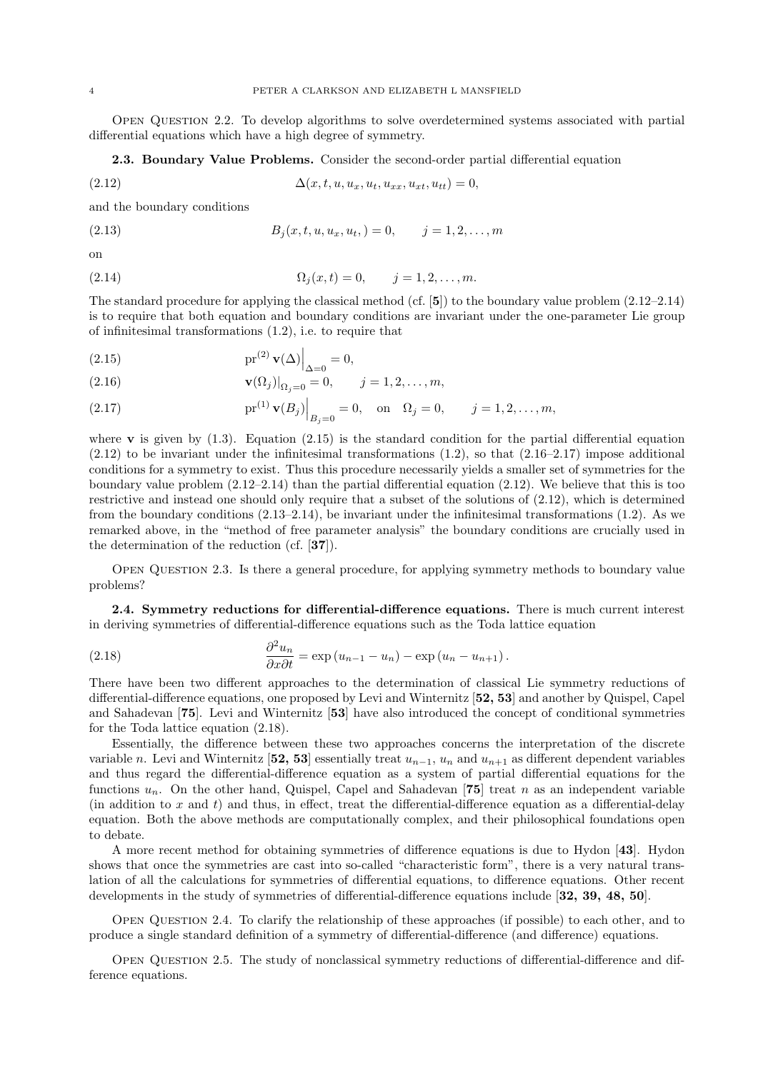Open Question 2.2. To develop algorithms to solve overdetermined systems associated with partial differential equations which have a high degree of symmetry.

**2.3. Boundary Value Problems.** Consider the second-order partial differential equation

$$\Delta(x, t, u, u_x, u_t, u_{xx}, u_{xt}, u_{tt}) = 0, \tag{2.12}$$

and the boundary conditions

$$B_j(x, t, u, u_x, u_t, ) = 0, \qquad j = 1, 2, \ldots, m \tag{2.13}$$

on

$$\Omega_j(x, t) = 0, \qquad j = 1, 2, \ldots, m. \tag{2.14}$$

The standard procedure for applying the classical method (cf. [5]) to the boundary value problem (2.12–2.14) is to require that both equation and boundary conditions are invariant under the one-parameter Lie group of infinitesimal transformations (1.2), i.e. to require that

$$\left.\mathrm{pr}^{(2)}\,\mathbf{v}(\Delta)\right|_{\Delta=0} = 0, \tag{2.15}$$

$$\left.\mathbf{v}(\Omega_j)\right|_{\Omega_j=0} = 0, \qquad j = 1, 2, \ldots, m, \tag{2.16}$$

$$\left.\mathrm{pr}^{(1)}\,\mathbf{v}(B_j)\right|_{B_j=0} = 0, \quad \text{on} \quad \Omega_j = 0, \qquad j = 1, 2, \ldots, m, \tag{2.17}$$

where $\mathbf{v}$ is given by (1.3). Equation (2.15) is the standard condition for the partial differential equation (2.12) to be invariant under the infinitesimal transformations (1.2), so that (2.16–2.17) impose additional conditions for a symmetry to exist. Thus this procedure necessarily yields a smaller set of symmetries for the boundary value problem (2.12–2.14) than the partial differential equation (2.12). We believe that this is too restrictive and instead one should only require that a subset of the solutions of (2.12), which is determined from the boundary conditions (2.13–2.14), be invariant under the infinitesimal transformations (1.2). As we remarked above, in the "method of free parameter analysis" the boundary conditions are crucially used in the determination of the reduction (cf. [37]).

Open Question 2.3. Is there a general procedure, for applying symmetry methods to boundary value problems?

**2.4. Symmetry reductions for differential-difference equations.** There is much current interest in deriving symmetries of differential-difference equations such as the Toda lattice equation

$$\frac{\partial^2 u_n}{\partial x \partial t} = \exp\left(u_{n-1} - u_n\right) - \exp\left(u_n - u_{n+1}\right). \tag{2.18}$$

There have been two different approaches to the determination of classical Lie symmetry reductions of differential-difference equations, one proposed by Levi and Winternitz [52, 53] and another by Quispel, Capel and Sahadevan [75]. Levi and Winternitz [53] have also introduced the concept of conditional symmetries for the Toda lattice equation (2.18).

Essentially, the difference between these two approaches concerns the interpretation of the discrete variable $n$. Levi and Winternitz [52, 53] essentially treat $u_{n-1}$, $u_n$ and $u_{n+1}$ as different dependent variables and thus regard the differential-difference equation as a system of partial differential equations for the functions $u_n$. On the other hand, Quispel, Capel and Sahadevan [75] treat $n$ as an independent variable (in addition to $x$ and $t$) and thus, in effect, treat the differential-difference equation as a differential-delay equation. Both the above methods are computationally complex, and their philosophical foundations open to debate.

A more recent method for obtaining symmetries of difference equations is due to Hydon [43]. Hydon shows that once the symmetries are cast into so-called "characteristic form", there is a very natural translation of all the calculations for symmetries of differential equations, to difference equations. Other recent developments in the study of symmetries of differential-difference equations include [32, 39, 48, 50].

Open Question 2.4. To clarify the relationship of these approaches (if possible) to each other, and to produce a single standard definition of a symmetry of differential-difference (and difference) equations.

Open Question 2.5. The study of nonclassical symmetry reductions of differential-difference and difference equations.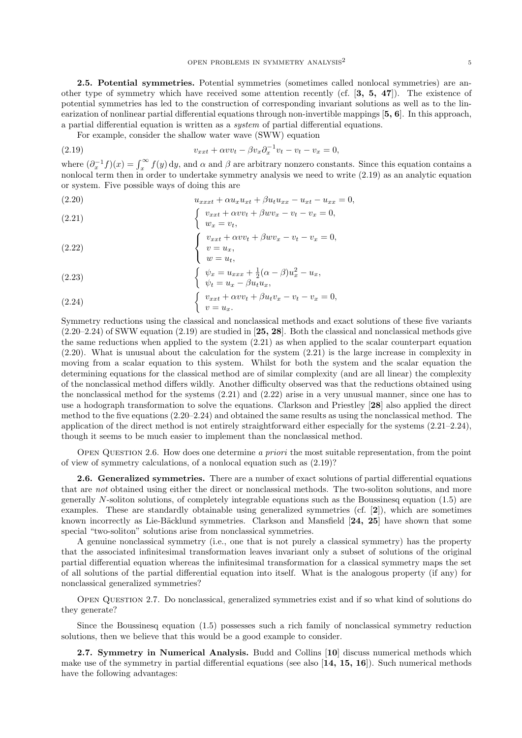**2.5. Potential symmetries.** Potential symmetries (sometimes called nonlocal symmetries) are another type of symmetry which have received some attention recently (cf. [**3, 5, 47**]). The existence of potential symmetries has led to the construction of corresponding invariant solutions as well as to the linearization of nonlinear partial differential equations through non-invertible mappings [**5, 6**]. In this approach, a partial differential equation is written as a *system* of partial differential equations.

For example, consider the shallow water wave (SWW) equation

$$v_{xxt} + \alpha v v_t - \beta v_x \partial_x^{-1} v_t - v_t - v_x = 0, \tag{2.19}$$

where $(\partial_x^{-1} f)(x) = \int_x^\infty f(y)\,\mathrm{d}y$, and $\alpha$ and $\beta$ are arbitrary nonzero constants. Since this equation contains a nonlocal term then in order to undertake symmetry analysis we need to write (2.19) as an analytic equation or system. Five possible ways of doing this are

$$u_{xxxt} + \alpha u_x u_{xt} + \beta u_t u_{xx} - u_{xt} - u_{xx} = 0, \tag{2.20}$$

$$\begin{cases} v_{xxt} + \alpha v v_t + \beta w v_x - v_t - v_x = 0, \\ w_x = v_t, \end{cases} \tag{2.21}$$

$$\begin{cases} v_{xxt} + \alpha v v_t + \beta w v_x - v_t - v_x = 0, \\ v = u_x, \\ w = u_t, \end{cases} \tag{2.22}$$

$$\begin{cases} \psi_x = u_{xxx} + \tfrac{1}{2}(\alpha - \beta) u_x^2 - u_x, \\ \psi_t = u_x - \beta u_t u_x, \end{cases} \tag{2.23}$$

$$\begin{cases} v_{xxt} + \alpha v v_t + \beta u_t v_x - v_t - v_x = 0, \\ v = u_x. \end{cases} \tag{2.24}$$

Symmetry reductions using the classical and nonclassical methods and exact solutions of these five variants (2.20–2.24) of SWW equation (2.19) are studied in [**25, 28**]. Both the classical and nonclassical methods give the same reductions when applied to the system (2.21) as when applied to the scalar counterpart equation (2.20). What is unusual about the calculation for the system (2.21) is the large increase in complexity in moving from a scalar equation to this system. Whilst for both the system and the scalar equation the determining equations for the classical method are of similar complexity (and are all linear) the complexity of the nonclassical method differs wildly. Another difficulty observed was that the reductions obtained using the nonclassical method for the systems (2.21) and (2.22) arise in a very unusual manner, since one has to use a hodograph transformation to solve the equations. Clarkson and Priestley [**28**] also applied the direct method to the five equations (2.20–2.24) and obtained the same results as using the nonclassical method. The application of the direct method is not entirely straightforward either especially for the systems (2.21–2.24), though it seems to be much easier to implement than the nonclassical method.

Open Question 2.6. How does one determine *a priori* the most suitable representation, from the point of view of symmetry calculations, of a nonlocal equation such as (2.19)?

**2.6. Generalized symmetries.** There are a number of exact solutions of partial differential equations that are *not* obtained using either the direct or nonclassical methods. The two-soliton solutions, and more generally $N$-soliton solutions, of completely integrable equations such as the Boussinesq equation (1.5) are examples. These are standardly obtainable using generalized symmetries (cf. [**2**]), which are sometimes known incorrectly as Lie-Bäcklund symmetries. Clarkson and Mansfield [**24, 25**] have shown that some special "two-soliton" solutions arise from nonclassical symmetries.

A genuine nonclassical symmetry (i.e., one that is not purely a classical symmetry) has the property that the associated infinitesimal transformation leaves invariant only a subset of solutions of the original partial differential equation whereas the infinitesimal transformation for a classical symmetry maps the set of all solutions of the partial differential equation into itself. What is the analogous property (if any) for nonclassical generalized symmetries?

Open Question 2.7. Do nonclassical, generalized symmetries exist and if so what kind of solutions do they generate?

Since the Boussinesq equation (1.5) possesses such a rich family of nonclassical symmetry reduction solutions, then we believe that this would be a good example to consider.

**2.7. Symmetry in Numerical Analysis.** Budd and Collins [**10**] discuss numerical methods which make use of the symmetry in partial differential equations (see also [**14, 15, 16**]). Such numerical methods have the following advantages: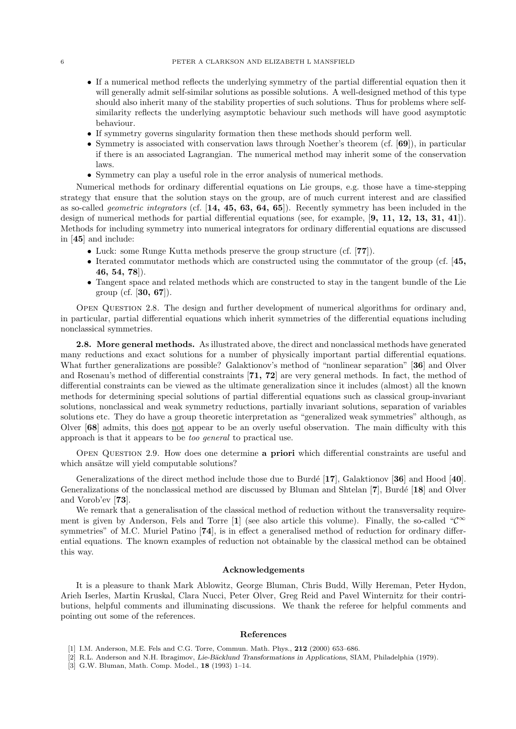- If a numerical method reflects the underlying symmetry of the partial differential equation then it will generally admit self-similar solutions as possible solutions. A well-designed method of this type should also inherit many of the stability properties of such solutions. Thus for problems where self-similarity reflects the underlying asymptotic behaviour such methods will have good asymptotic behaviour.
- If symmetry governs singularity formation then these methods should perform well.
- Symmetry is associated with conservation laws through Noether's theorem (cf. [**69**]), in particular if there is an associated Lagrangian. The numerical method may inherit some of the conservation laws.
- Symmetry can play a useful role in the error analysis of numerical methods.

Numerical methods for ordinary differential equations on Lie groups, e.g. those have a time-stepping strategy that ensure that the solution stays on the group, are of much current interest and are classified as so-called *geometric integrators* (cf. [**14, 45, 63, 64, 65**]). Recently symmetry has been included in the design of numerical methods for partial differential equations (see, for example, [**9, 11, 12, 13, 31, 41**]). Methods for including symmetry into numerical integrators for ordinary differential equations are discussed in [**45**] and include:

- Luck: some Runge Kutta methods preserve the group structure (cf. [**77**]).
- Iterated commutator methods which are constructed using the commutator of the group (cf. [**45, 46, 54, 78**]).
- Tangent space and related methods which are constructed to stay in the tangent bundle of the Lie group (cf. [**30, 67**]).

Open Question 2.8. The design and further development of numerical algorithms for ordinary and, in particular, partial differential equations which inherit symmetries of the differential equations including nonclassical symmetries.

**2.8. More general methods.** As illustrated above, the direct and nonclassical methods have generated many reductions and exact solutions for a number of physically important partial differential equations. What further generalizations are possible? Galaktionov's method of "nonlinear separation" [**36**] and Olver and Rosenau's method of differential constraints [**71, 72**] are very general methods. In fact, the method of differential constraints can be viewed as the ultimate generalization since it includes (almost) all the known methods for determining special solutions of partial differential equations such as classical group-invariant solutions, nonclassical and weak symmetry reductions, partially invariant solutions, separation of variables solutions etc. They do have a group theoretic interpretation as "generalized weak symmetries" although, as Olver [**68**] admits, this does not appear to be an overly useful observation. The main difficulty with this approach is that it appears to be *too general* to practical use.

Open Question 2.9. How does one determine **a priori** which differential constraints are useful and which ansätze will yield computable solutions?

Generalizations of the direct method include those due to Burdé [**17**], Galaktionov [**36**] and Hood [**40**]. Generalizations of the nonclassical method are discussed by Bluman and Shtelan [**7**], Burdé [**18**] and Olver and Vorob'ev [**73**].

We remark that a generalisation of the classical method of reduction without the transversality requirement is given by Anderson, Fels and Torre [**1**] (see also article this volume). Finally, the so-called "$\mathcal{C}^\infty$ symmetries" of M.C. Muriel Patino [**74**], is in effect a generalised method of reduction for ordinary differential equations. The known examples of reduction not obtainable by the classical method can be obtained this way.

## Acknowledgements

It is a pleasure to thank Mark Ablowitz, George Bluman, Chris Budd, Willy Hereman, Peter Hydon, Arieh Iserles, Martin Kruskal, Clara Nucci, Peter Olver, Greg Reid and Pavel Winternitz for their contributions, helpful comments and illuminating discussions. We thank the referee for helpful comments and pointing out some of the references.

## References

[1] I.M. Anderson, M.E. Fels and C.G. Torre, Commun. Math. Phys., **212** (2000) 653–686.

[2] R.L. Anderson and N.H. Ibragimov, *Lie-Bäcklund Transformations in Applications*, SIAM, Philadelphia (1979).

[3] G.W. Bluman, Math. Comp. Model., **18** (1993) 1–14.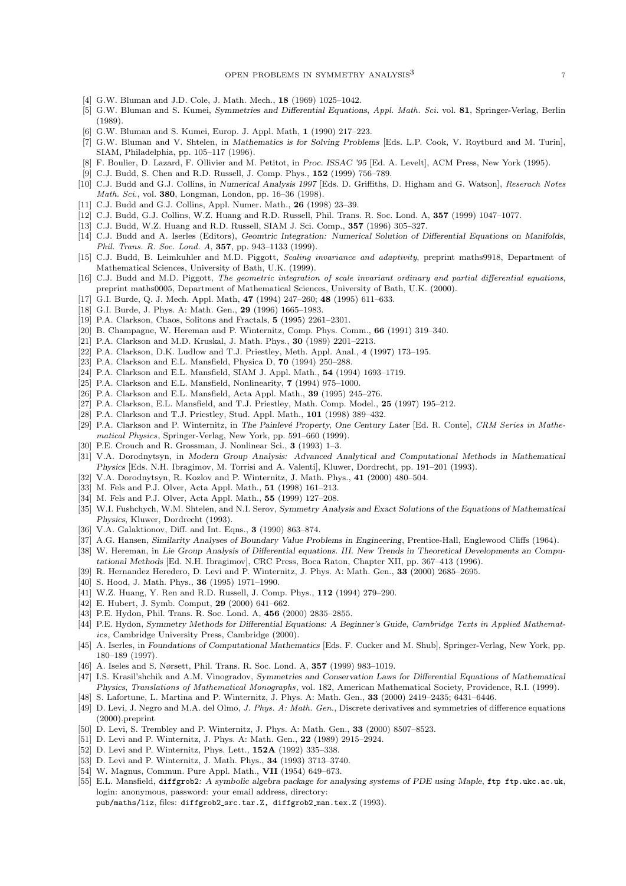[4] G.W. Bluman and J.D. Cole, J. Math. Mech., **18** (1969) 1025–1042.

[5] G.W. Bluman and S. Kumei, *Symmetries and Differential Equations*, *Appl. Math. Sci.* vol. **81**, Springer-Verlag, Berlin (1989).

[6] G.W. Bluman and S. Kumei, Europ. J. Appl. Math, **1** (1990) 217–223.

[7] G.W. Bluman and V. Shtelen, in *Mathematics is for Solving Problems* [Eds. L.P. Cook, V. Roytburd and M. Turin], SIAM, Philadelphia, pp. 105–117 (1996).

[8] F. Boulier, D. Lazard, F. Ollivier and M. Petitot, in *Proc. ISSAC '95* [Ed. A. Levelt], ACM Press, New York (1995).

[9] C.J. Budd, S. Chen and R.D. Russell, J. Comp. Phys., **152** (1999) 756–789.

[10] C.J. Budd and G.J. Collins, in *Numerical Analysis 1997* [Eds. D. Griffiths, D. Higham and G. Watson], *Reserach Notes Math. Sci.*, vol. **380**, Longman, London, pp. 16–36 (1998).

[11] C.J. Budd and G.J. Collins, Appl. Numer. Math., **26** (1998) 23–39.

[12] C.J. Budd, G.J. Collins, W.Z. Huang and R.D. Russell, Phil. Trans. R. Soc. Lond. A, **357** (1999) 1047–1077.

[13] C.J. Budd, W.Z. Huang and R.D. Russell, SIAM J. Sci. Comp., **357** (1996) 305–327.

[14] C.J. Budd and A. Iserles (Editors), *Geomtric Integration: Numerical Solution of Differential Equations on Manifolds*, *Phil. Trans. R. Soc. Lond. A*, **357**, pp. 943–1133 (1999).

[15] C.J. Budd, B. Leimkuhler and M.D. Piggott, *Scaling invariance and adaptivity*, preprint maths9918, Department of Mathematical Sciences, University of Bath, U.K. (1999).

[16] C.J. Budd and M.D. Piggott, *The geometric integration of scale invariant ordinary and partial differential equations*, preprint maths0005, Department of Mathematical Sciences, University of Bath, U.K. (2000).

[17] G.I. Burde, Q. J. Mech. Appl. Math, **47** (1994) 247–260; **48** (1995) 611–633.

[18] G.I. Burde, J. Phys. A: Math. Gen., **29** (1996) 1665–1983.

[19] P.A. Clarkson, Chaos, Solitons and Fractals, **5** (1995) 2261–2301.

[20] B. Champagne, W. Hereman and P. Winternitz, Comp. Phys. Comm., **66** (1991) 319–340.

[21] P.A. Clarkson and M.D. Kruskal, J. Math. Phys., **30** (1989) 2201–2213.

[22] P.A. Clarkson, D.K. Ludlow and T.J. Priestley, Meth. Appl. Anal., **4** (1997) 173–195.

[23] P.A. Clarkson and E.L. Mansfield, Physica D, **70** (1994) 250–288.

[24] P.A. Clarkson and E.L. Mansfield, SIAM J. Appl. Math., **54** (1994) 1693–1719.

[25] P.A. Clarkson and E.L. Mansfield, Nonlinearity, **7** (1994) 975–1000.

[26] P.A. Clarkson and E.L. Mansfield, Acta Appl. Math., **39** (1995) 245–276.

[27] P.A. Clarkson, E.L. Mansfield, and T.J. Priestley, Math. Comp. Model., **25** (1997) 195–212.

[28] P.A. Clarkson and T.J. Priestley, Stud. Appl. Math., **101** (1998) 389–432.

[29] P.A. Clarkson and P. Winternitz, in *The Painlevé Property, One Century Later* [Ed. R. Conte], *CRM Series in Mathematical Physics*, Springer-Verlag, New York, pp. 591–660 (1999).

[30] P.E. Crouch and R. Grossman, J. Nonlinear Sci., **3** (1993) 1–3.

[31] V.A. Dorodnytsyn, in *Modern Group Analysis: Advanced Analytical and Computational Methods in Mathematical Physics* [Eds. N.H. Ibragimov, M. Torrisi and A. Valenti], Kluwer, Dordrecht, pp. 191–201 (1993).

[32] V.A. Dorodnytsyn, R. Kozlov and P. Winternitz, J. Math. Phys., **41** (2000) 480–504.

[33] M. Fels and P.J. Olver, Acta Appl. Math., **51** (1998) 161–213.

[34] M. Fels and P.J. Olver, Acta Appl. Math., **55** (1999) 127–208.

[35] W.I. Fushchych, W.M. Shtelen, and N.I. Serov, *Symmetry Analysis and Exact Solutions of the Equations of Mathematical Physics*, Kluwer, Dordrecht (1993).

[36] V.A. Galaktionov, Diff. and Int. Eqns., **3** (1990) 863–874.

[37] A.G. Hansen, *Similarity Analyses of Boundary Value Problems in Engineering*, Prentice-Hall, Englewood Cliffs (1964).

[38] W. Hereman, in *Lie Group Analysis of Differential equations. III. New Trends in Theoretical Developments an Computational Methods* [Ed. N.H. Ibragimov], CRC Press, Boca Raton, Chapter XII, pp. 367–413 (1996).

[39] R. Hernandez Heredero, D. Levi and P. Winternitz, J. Phys. A: Math. Gen., **33** (2000) 2685–2695.

[40] S. Hood, J. Math. Phys., **36** (1995) 1971–1990.

[41] W.Z. Huang, Y. Ren and R.D. Russell, J. Comp. Phys., **112** (1994) 279–290.

[42] E. Hubert, J. Symb. Comput, **29** (2000) 641–662.

[43] P.E. Hydon, Phil. Trans. R. Soc. Lond. A, **456** (2000) 2835–2855.

[44] P.E. Hydon, *Symmetry Methods for Differential Equations: A Beginner's Guide*, *Cambridge Texts in Applied Mathematics*, Cambridge University Press, Cambridge (2000).

[45] A. Iserles, in *Foundations of Computational Mathematics* [Eds. F. Cucker and M. Shub], Springer-Verlag, New York, pp. 180–189 (1997).

[46] A. Iseles and S. Nørsett, Phil. Trans. R. Soc. Lond. A, **357** (1999) 983–1019.

[47] I.S. Krasil'shchik and A.M. Vinogradov, *Symmetries and Conservation Laws for Differential Equations of Mathematical Physics*, *Translations of Mathematical Monographs*, vol. 182, American Mathematical Society, Providence, R.I. (1999).

[48] S. Lafortune, L. Martina and P. Winternitz, J. Phys. A: Math. Gen., **33** (2000) 2419–2435; 6431–6446.

[49] D. Levi, J. Negro and M.A. del Olmo, *J. Phys. A: Math. Gen.*, Discrete derivatives and symmetries of difference equations (2000).preprint

[50] D. Levi, S. Trembley and P. Winternitz, J. Phys. A: Math. Gen., **33** (2000) 8507–8523.

[51] D. Levi and P. Winternitz, J. Phys. A: Math. Gen., **22** (1989) 2915–2924.

[52] D. Levi and P. Winternitz, Phys. Lett., **152A** (1992) 335–338.

[53] D. Levi and P. Winternitz, J. Math. Phys., **34** (1993) 3713–3740.

[54] W. Magnus, Commun. Pure Appl. Math., **VII** (1954) 649–673.

[55] E.L. Mansfield, `diffgrob2`*: A symbolic algebra package for analysing systems of PDE using Maple*, `ftp ftp.ukc.ac.uk`, login: anonymous, password: your email address, directory: `pub/maths/liz`, files: `diffgrob2_src.tar.Z, diffgrob2_man.tex.Z` (1993).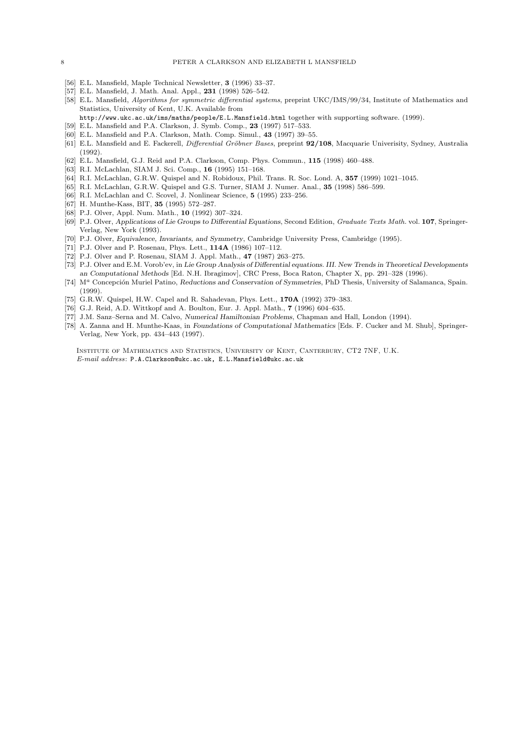[56] E.L. Mansfield, Maple Technical Newsletter, **3** (1996) 33–37.

[57] E.L. Mansfield, J. Math. Anal. Appl., **231** (1998) 526–542.

[58] E.L. Mansfield, *Algorithms for symmetric differential systems*, preprint UKC/IMS/99/34, Institute of Mathematics and Statistics, University of Kent, U.K. Available from `http://www.ukc.ac.uk/ims/maths/people/E.L.Mansfield.html` together with supporting software. (1999).

[59] E.L. Mansfield and P.A. Clarkson, J. Symb. Comp., **23** (1997) 517–533.

[60] E.L. Mansfield and P.A. Clarkson, Math. Comp. Simul., **43** (1997) 39–55.

[61] E.L. Mansfield and E. Fackerell, *Differential Gröbner Bases*, preprint **92/108**, Macquarie Univerisity, Sydney, Australia (1992).

[62] E.L. Mansfield, G.J. Reid and P.A. Clarkson, Comp. Phys. Commun., **115** (1998) 460–488.

[63] R.I. McLachlan, SIAM J. Sci. Comp., **16** (1995) 151–168.

[64] R.I. McLachlan, G.R.W. Quispel and N. Robidoux, Phil. Trans. R. Soc. Lond. A, **357** (1999) 1021–1045.

[65] R.I. McLachlan, G.R.W. Quispel and G.S. Turner, SIAM J. Numer. Anal., **35** (1998) 586–599.

[66] R.I. McLachlan and C. Scovel, J. Nonlinear Science, **5** (1995) 233–256.

[67] H. Munthe-Kass, BIT, **35** (1995) 572–287.

[68] P.J. Olver, Appl. Num. Math., **10** (1992) 307–324.

[69] P.J. Olver, *Applications of Lie Groups to Differential Equations*, Second Edition, *Graduate Texts Math.* vol. **107**, Springer-Verlag, New York (1993).

[70] P.J. Olver, *Equivalence, Invariants, and Symmetry*, Cambridge University Press, Cambridge (1995).

[71] P.J. Olver and P. Rosenau, Phys. Lett., **114A** (1986) 107–112.

[72] P.J. Olver and P. Rosenau, SIAM J. Appl. Math., **47** (1987) 263–275.

[73] P.J. Olver and E.M. Vorob'ev, in *Lie Group Analysis of Differential equations. III. New Trends in Theoretical Developments an Computational Methods* [Ed. N.H. Ibragimov], CRC Press, Boca Raton, Chapter X, pp. 291–328 (1996).

[74] M$^a$ Concepción Muriel Patino, *Reductions and Conservation of Symmetries*, PhD Thesis, University of Salamanca, Spain. (1999).

[75] G.R.W. Quispel, H.W. Capel and R. Sahadevan, Phys. Lett., **170A** (1992) 379–383.

[76] G.J. Reid, A.D. Wittkopf and A. Boulton, Eur. J. Appl. Math., **7** (1996) 604–635.

[77] J.M. Sanz–Serna and M. Calvo, *Numerical Hamiltonian Problems*, Chapman and Hall, London (1994).

[78] A. Zanna and H. Munthe-Kaas, in *Foundations of Computational Mathematics* [Eds. F. Cucker and M. Shub], Springer-Verlag, New York, pp. 434–443 (1997).

Institute of Mathematics and Statistics, University of Kent, Canterbury, CT2 7NF, U.K.
*E-mail address*: `P.A.Clarkson@ukc.ac.uk, E.L.Mansfield@ukc.ac.uk`